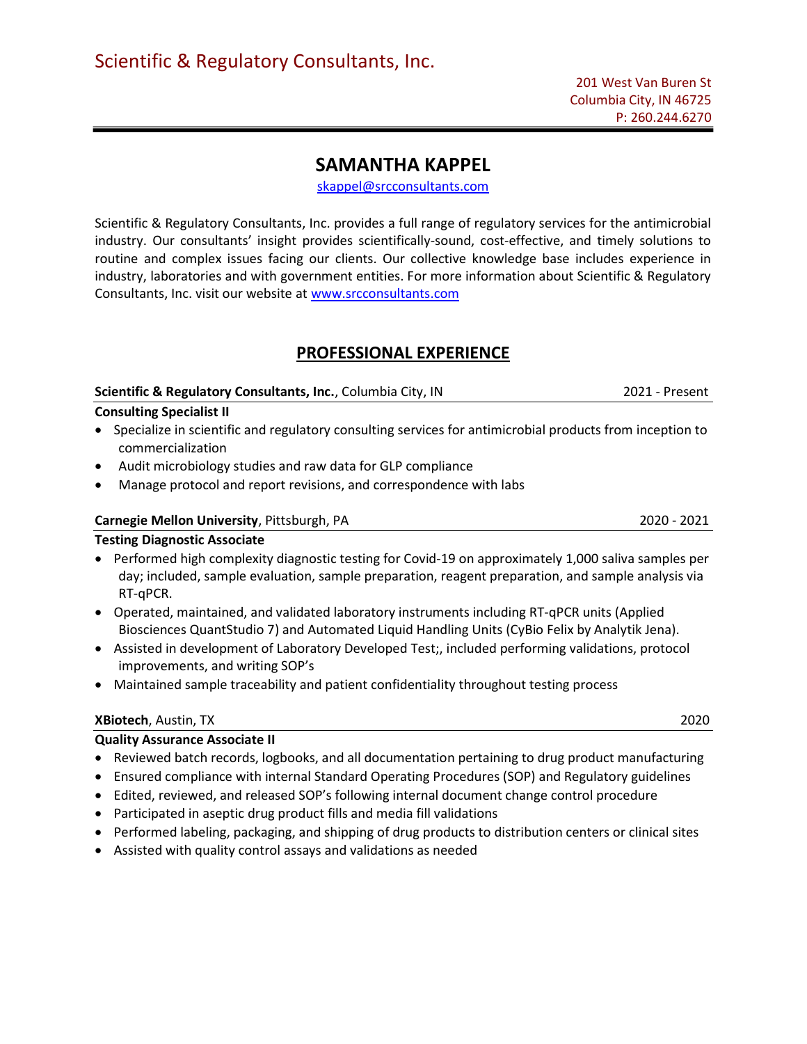Scientific & Regulatory Consultants, Inc.

201 West Van Buren St
Columbia City, IN 46725
P: 260.244.6270

# SAMANTHA KAPPEL

skappel@srcconsultants.com

Scientific & Regulatory Consultants, Inc. provides a full range of regulatory services for the antimicrobial industry. Our consultants' insight provides scientifically-sound, cost-effective, and timely solutions to routine and complex issues facing our clients. Our collective knowledge base includes experience in industry, laboratories and with government entities. For more information about Scientific & Regulatory Consultants, Inc. visit our website at www.srcconsultants.com

## PROFESSIONAL EXPERIENCE

**Scientific & Regulatory Consultants, Inc.**, Columbia City, IN — 2021 - Present

**Consulting Specialist II**

- Specialize in scientific and regulatory consulting services for antimicrobial products from inception to commercialization
- Audit microbiology studies and raw data for GLP compliance
- Manage protocol and report revisions, and correspondence with labs

**Carnegie Mellon University**, Pittsburgh, PA — 2020 - 2021

**Testing Diagnostic Associate**

- Performed high complexity diagnostic testing for Covid-19 on approximately 1,000 saliva samples per day; included, sample evaluation, sample preparation, reagent preparation, and sample analysis via RT-qPCR.
- Operated, maintained, and validated laboratory instruments including RT-qPCR units (Applied Biosciences QuantStudio 7) and Automated Liquid Handling Units (CyBio Felix by Analytik Jena).
- Assisted in development of Laboratory Developed Test;, included performing validations, protocol improvements, and writing SOP's
- Maintained sample traceability and patient confidentiality throughout testing process

**XBiotech**, Austin, TX — 2020

**Quality Assurance Associate II**

- Reviewed batch records, logbooks, and all documentation pertaining to drug product manufacturing
- Ensured compliance with internal Standard Operating Procedures (SOP) and Regulatory guidelines
- Edited, reviewed, and released SOP's following internal document change control procedure
- Participated in aseptic drug product fills and media fill validations
- Performed labeling, packaging, and shipping of drug products to distribution centers or clinical sites
- Assisted with quality control assays and validations as needed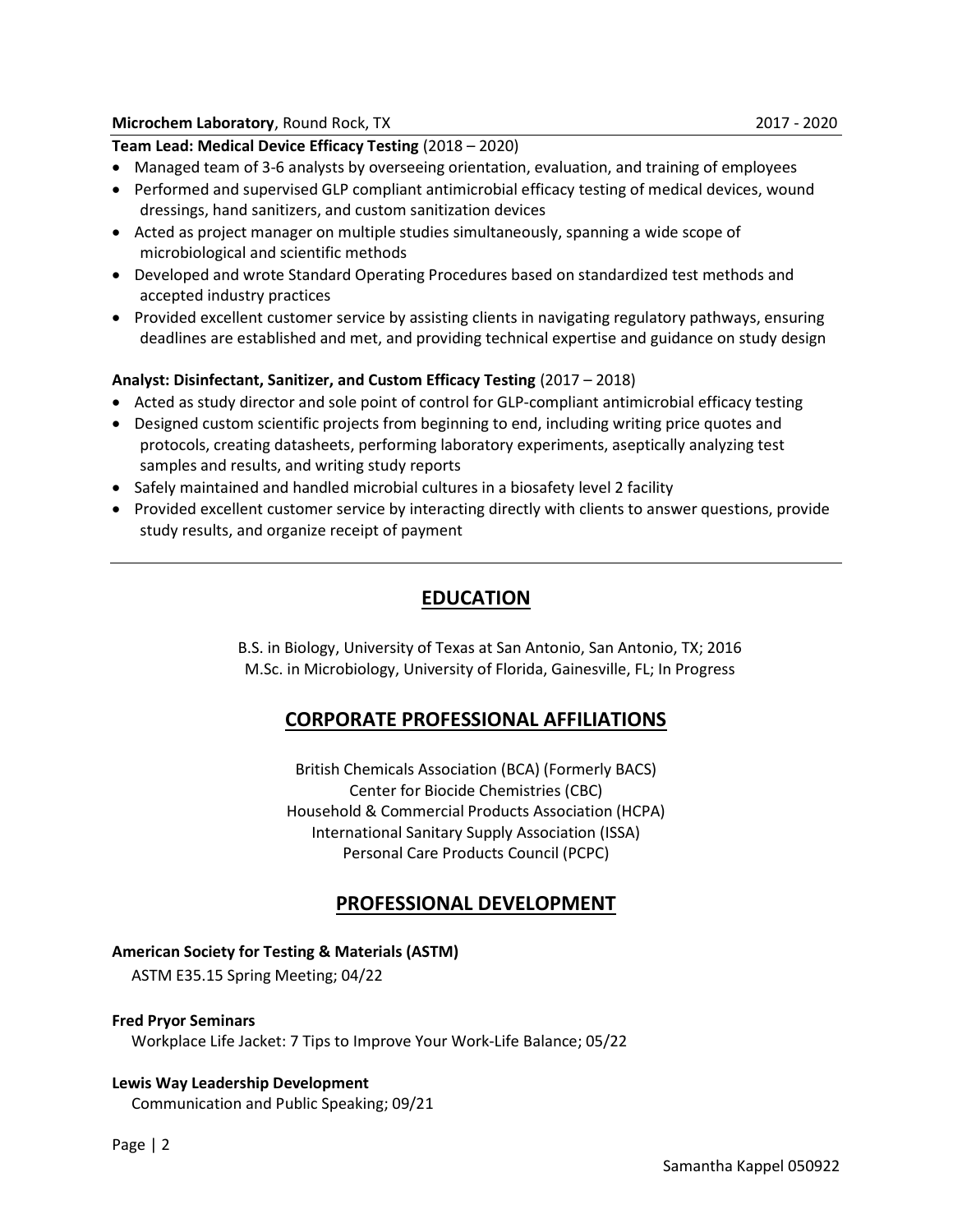**Microchem Laboratory**, Round Rock, TX 2017 - 2020

**Team Lead: Medical Device Efficacy Testing** (2018 – 2020)

- Managed team of 3-6 analysts by overseeing orientation, evaluation, and training of employees
- Performed and supervised GLP compliant antimicrobial efficacy testing of medical devices, wound dressings, hand sanitizers, and custom sanitization devices
- Acted as project manager on multiple studies simultaneously, spanning a wide scope of microbiological and scientific methods
- Developed and wrote Standard Operating Procedures based on standardized test methods and accepted industry practices
- Provided excellent customer service by assisting clients in navigating regulatory pathways, ensuring deadlines are established and met, and providing technical expertise and guidance on study design

**Analyst: Disinfectant, Sanitizer, and Custom Efficacy Testing** (2017 – 2018)

- Acted as study director and sole point of control for GLP-compliant antimicrobial efficacy testing
- Designed custom scientific projects from beginning to end, including writing price quotes and protocols, creating datasheets, performing laboratory experiments, aseptically analyzing test samples and results, and writing study reports
- Safely maintained and handled microbial cultures in a biosafety level 2 facility
- Provided excellent customer service by interacting directly with clients to answer questions, provide study results, and organize receipt of payment

## EDUCATION

B.S. in Biology, University of Texas at San Antonio, San Antonio, TX; 2016
M.Sc. in Microbiology, University of Florida, Gainesville, FL; In Progress

## CORPORATE PROFESSIONAL AFFILIATIONS

British Chemicals Association (BCA) (Formerly BACS)
Center for Biocide Chemistries (CBC)
Household & Commercial Products Association (HCPA)
International Sanitary Supply Association (ISSA)
Personal Care Products Council (PCPC)

## PROFESSIONAL DEVELOPMENT

**American Society for Testing & Materials (ASTM)**
ASTM E35.15 Spring Meeting; 04/22

**Fred Pryor Seminars**
Workplace Life Jacket: 7 Tips to Improve Your Work-Life Balance; 05/22

**Lewis Way Leadership Development**
Communication and Public Speaking; 09/21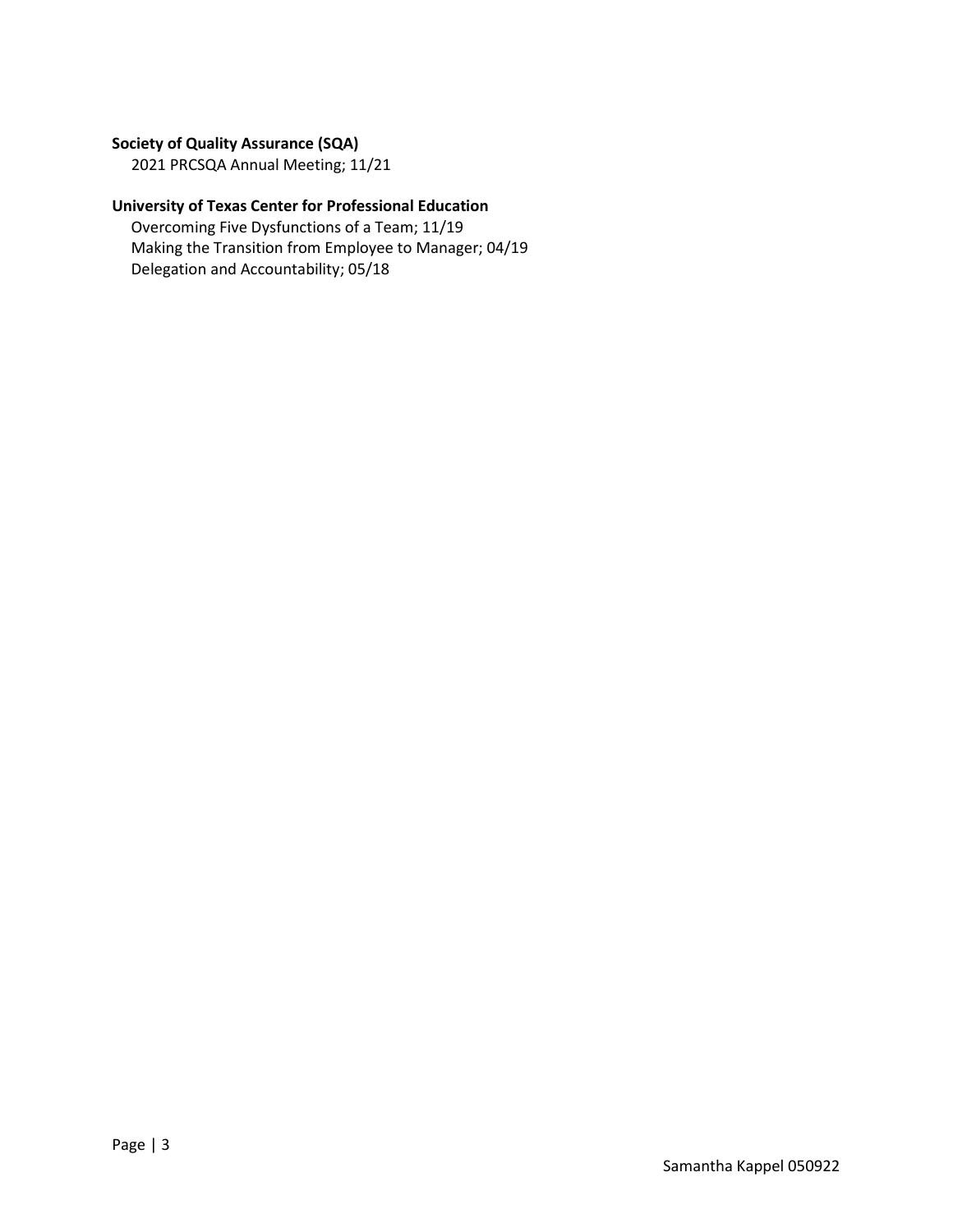**Society of Quality Assurance (SQA)**

2021 PRCSQA Annual Meeting; 11/21

**University of Texas Center for Professional Education**

Overcoming Five Dysfunctions of a Team; 11/19
Making the Transition from Employee to Manager; 04/19
Delegation and Accountability; 05/18